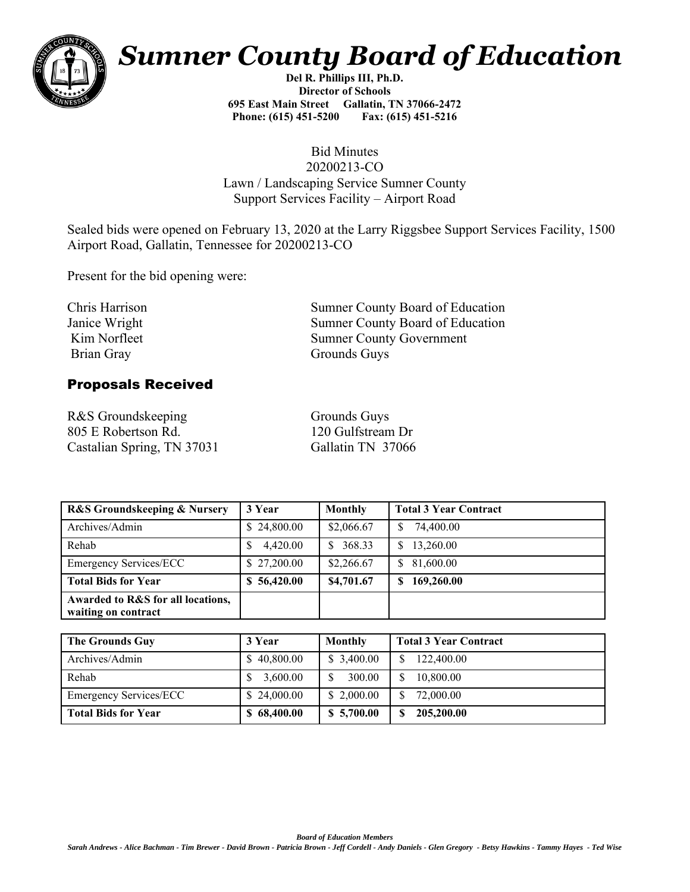# Sumner County Board of Education

**Del R. Phillips III, Ph.D.**
**Director of Schools**
**695 East Main Street Gallatin, TN 37066-2472**
**Phone: (615) 451-5200 Fax: (615) 451-5216**

Bid Minutes
20200213-CO
Lawn / Landscaping Service Sumner County
Support Services Facility – Airport Road

Sealed bids were opened on February 13, 2020 at the Larry Riggsbee Support Services Facility, 1500 Airport Road, Gallatin, Tennessee for 20200213-CO

Present for the bid opening were:

| | |
|---|---|
| Chris Harrison | Sumner County Board of Education |
| Janice Wright | Sumner County Board of Education |
| Kim Norfleet | Sumner County Government |
| Brian Gray | Grounds Guys |

## Proposals Received

R&S Groundskeeping
805 E Robertson Rd.
Castalian Spring, TN 37031

Grounds Guys
120 Gulfstream Dr
Gallatin TN 37066

| **R&S Groundskeeping & Nursery** | **3 Year** | **Monthly** | **Total 3 Year Contract** |
|---|---|---|---|
| Archives/Admin | $ 24,800.00 | $2,066.67 | $ 74,400.00 |
| Rehab | $ 4,420.00 | $ 368.33 | $ 13,260.00 |
| Emergency Services/ECC | $ 27,200.00 | $2,266.67 | $ 81,600.00 |
| **Total Bids for Year** | **$ 56,420.00** | **$4,701.67** | **$ 169,260.00** |
| **Awarded to R&S for all locations, waiting on contract** | | | |

| **The Grounds Guy** | **3 Year** | **Monthly** | **Total 3 Year Contract** |
|---|---|---|---|
| Archives/Admin | $ 40,800.00 | $ 3,400.00 | $ 122,400.00 |
| Rehab | $ 3,600.00 | $ 300.00 | $ 10,800.00 |
| Emergency Services/ECC | $ 24,000.00 | $ 2,000.00 | $ 72,000.00 |
| **Total Bids for Year** | **$ 68,400.00** | **$ 5,700.00** | **$ 205,200.00** |

***Board of Education Members***
*Sarah Andrews - Alice Bachman - Tim Brewer - David Brown - Patricia Brown - Jeff Cordell - Andy Daniels - Glen Gregory - Betsy Hawkins - Tammy Hayes - Ted Wise*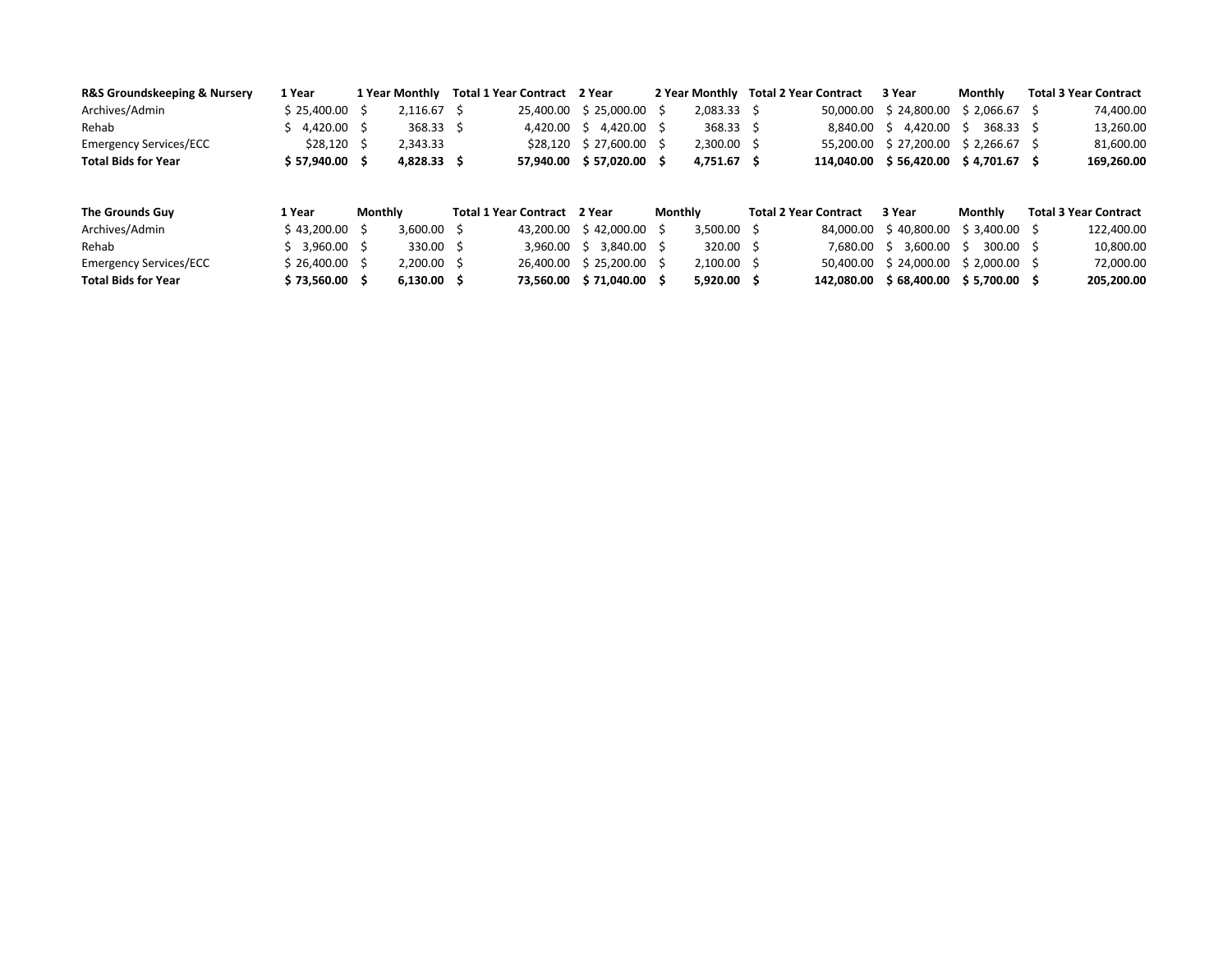| R&S Groundskeeping & Nursery | 1 Year | 1 Year Monthly | Total 1 Year Contract | 2 Year | 2 Year Monthly | Total 2 Year Contract | 3 Year | Monthly | Total 3 Year Contract |
|---|---|---|---|---|---|---|---|---|---|
| Archives/Admin | $ 25,400.00 | $ 2,116.67 | $ 25,400.00 | $ 25,000.00 | $ 2,083.33 | $ 50,000.00 | $ 24,800.00 | $ 2,066.67 | $ 74,400.00 |
| Rehab | $ 4,420.00 | $ 368.33 | $ 4,420.00 | $ 4,420.00 | $ 368.33 | $ 8,840.00 | $ 4,420.00 | $ 368.33 | $ 13,260.00 |
| Emergency Services/ECC | $28,120 | $ 2,343.33 | $28,120 | $ 27,600.00 | $ 2,300.00 | $ 55,200.00 | $ 27,200.00 | $ 2,266.67 | $ 81,600.00 |
| **Total Bids for Year** | **$ 57,940.00** | **$ 4,828.33** | **$ 57,940.00** | **$ 57,020.00** | **$ 4,751.67** | **$ 114,040.00** | **$ 56,420.00** | **$ 4,701.67** | **$ 169,260.00** |

| The Grounds Guy | 1 Year | Monthly | Total 1 Year Contract | 2 Year | Monthly | Total 2 Year Contract | 3 Year | Monthly | Total 3 Year Contract |
|---|---|---|---|---|---|---|---|---|---|
| Archives/Admin | $ 43,200.00 | $ 3,600.00 | $ 43,200.00 | $ 42,000.00 | $ 3,500.00 | $ 84,000.00 | $ 40,800.00 | $ 3,400.00 | $ 122,400.00 |
| Rehab | $ 3,960.00 | $ 330.00 | $ 3,960.00 | $ 3,840.00 | $ 320.00 | $ 7,680.00 | $ 3,600.00 | $ 300.00 | $ 10,800.00 |
| Emergency Services/ECC | $ 26,400.00 | $ 2,200.00 | $ 26,400.00 | $ 25,200.00 | $ 2,100.00 | $ 50,400.00 | $ 24,000.00 | $ 2,000.00 | $ 72,000.00 |
| **Total Bids for Year** | **$ 73,560.00** | **$ 6,130.00** | **$ 73,560.00** | **$ 71,040.00** | **$ 5,920.00** | **$ 142,080.00** | **$ 68,400.00** | **$ 5,700.00** | **$ 205,200.00** |